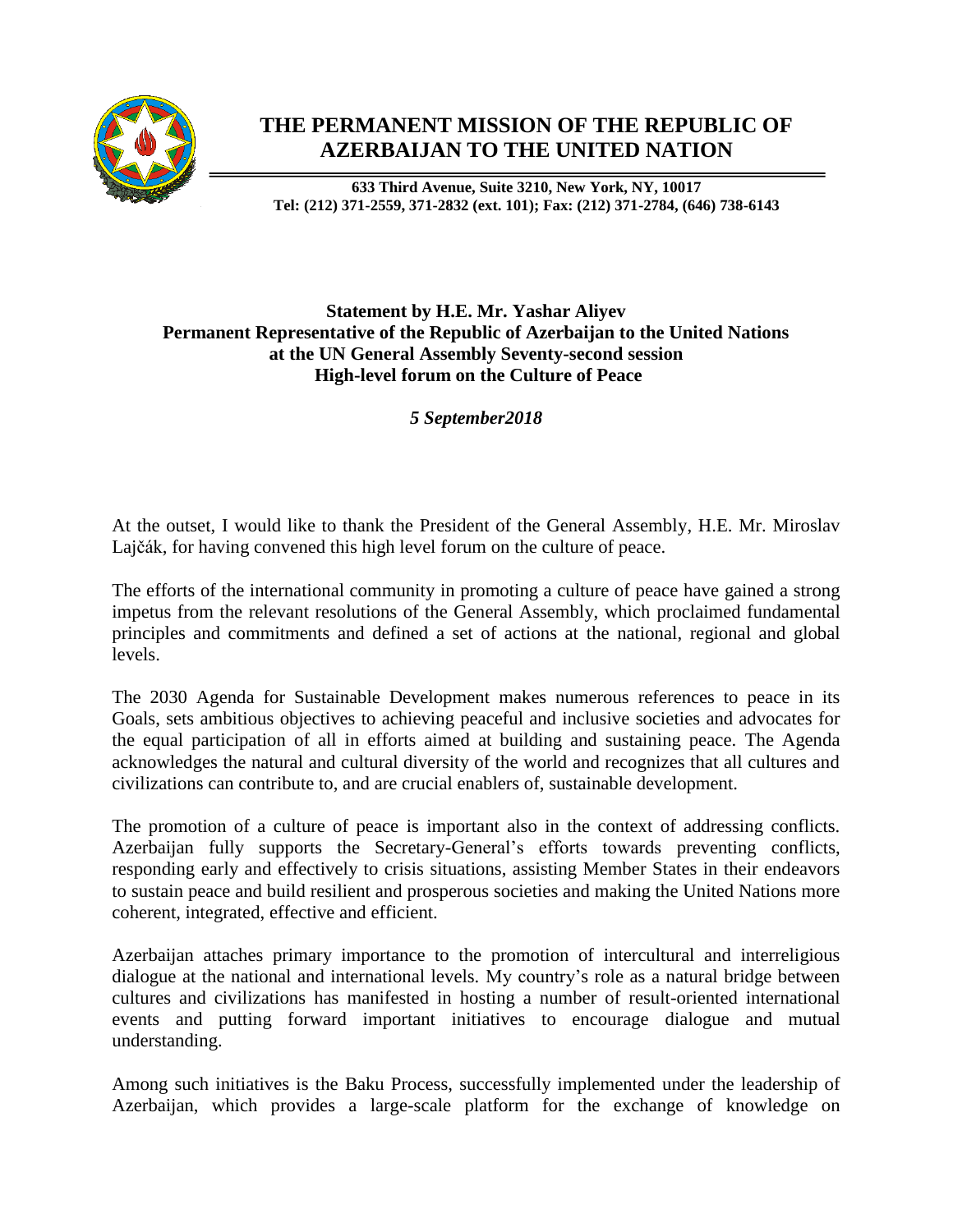# THE PERMANENT MISSION OF THE REPUBLIC OF AZERBAIJAN TO THE UNITED NATION

**633 Third Avenue, Suite 3210, New York, NY, 10017**
**Tel: (212) 371-2559, 371-2832 (ext. 101); Fax: (212) 371-2784, (646) 738-6143**

**Statement by H.E. Mr. Yashar Aliyev**
**Permanent Representative of the Republic of Azerbaijan to the United Nations**
**at the UN General Assembly Seventy-second session**
**High-level forum on the Culture of Peace**

***5 September2018***

At the outset, I would like to thank the President of the General Assembly, H.E. Mr. Miroslav Lajčák, for having convened this high level forum on the culture of peace.

The efforts of the international community in promoting a culture of peace have gained a strong impetus from the relevant resolutions of the General Assembly, which proclaimed fundamental principles and commitments and defined a set of actions at the national, regional and global levels.

The 2030 Agenda for Sustainable Development makes numerous references to peace in its Goals, sets ambitious objectives to achieving peaceful and inclusive societies and advocates for the equal participation of all in efforts aimed at building and sustaining peace. The Agenda acknowledges the natural and cultural diversity of the world and recognizes that all cultures and civilizations can contribute to, and are crucial enablers of, sustainable development.

The promotion of a culture of peace is important also in the context of addressing conflicts. Azerbaijan fully supports the Secretary-General's efforts towards preventing conflicts, responding early and effectively to crisis situations, assisting Member States in their endeavors to sustain peace and build resilient and prosperous societies and making the United Nations more coherent, integrated, effective and efficient.

Azerbaijan attaches primary importance to the promotion of intercultural and interreligious dialogue at the national and international levels. My country's role as a natural bridge between cultures and civilizations has manifested in hosting a number of result-oriented international events and putting forward important initiatives to encourage dialogue and mutual understanding.

Among such initiatives is the Baku Process, successfully implemented under the leadership of Azerbaijan, which provides a large-scale platform for the exchange of knowledge on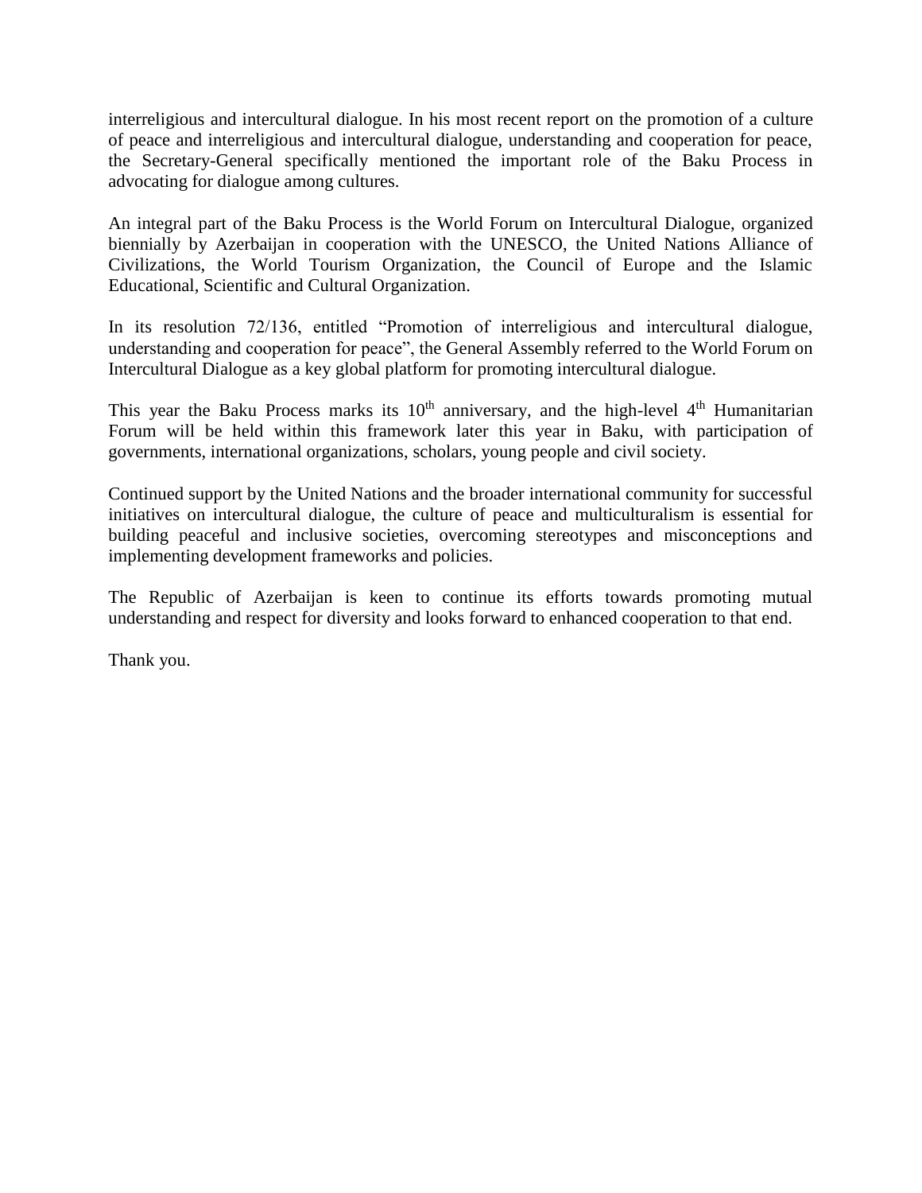interreligious and intercultural dialogue. In his most recent report on the promotion of a culture of peace and interreligious and intercultural dialogue, understanding and cooperation for peace, the Secretary-General specifically mentioned the important role of the Baku Process in advocating for dialogue among cultures.

An integral part of the Baku Process is the World Forum on Intercultural Dialogue, organized biennially by Azerbaijan in cooperation with the UNESCO, the United Nations Alliance of Civilizations, the World Tourism Organization, the Council of Europe and the Islamic Educational, Scientific and Cultural Organization.

In its resolution 72/136, entitled "Promotion of interreligious and intercultural dialogue, understanding and cooperation for peace", the General Assembly referred to the World Forum on Intercultural Dialogue as a key global platform for promoting intercultural dialogue.

This year the Baku Process marks its $10^{th}$ anniversary, and the high-level $4^{th}$ Humanitarian Forum will be held within this framework later this year in Baku, with participation of governments, international organizations, scholars, young people and civil society.

Continued support by the United Nations and the broader international community for successful initiatives on intercultural dialogue, the culture of peace and multiculturalism is essential for building peaceful and inclusive societies, overcoming stereotypes and misconceptions and implementing development frameworks and policies.

The Republic of Azerbaijan is keen to continue its efforts towards promoting mutual understanding and respect for diversity and looks forward to enhanced cooperation to that end.

Thank you.